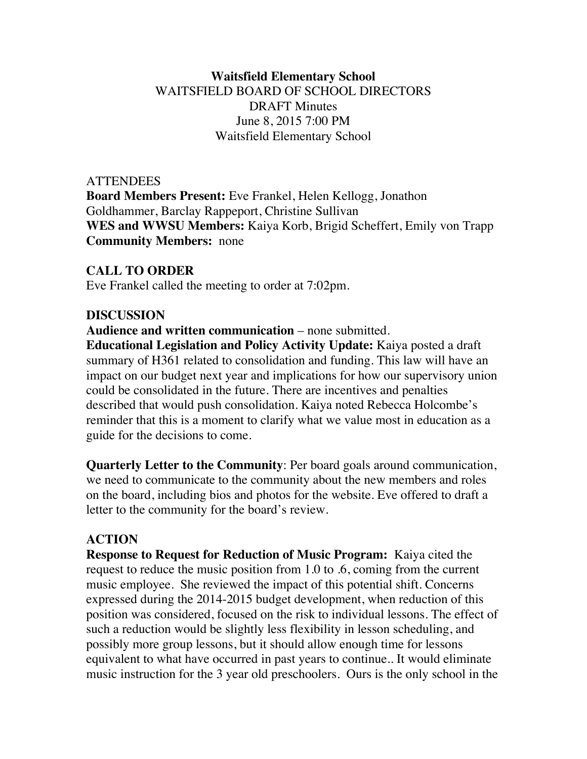**Waitsfield Elementary School**
WAITSFIELD BOARD OF SCHOOL DIRECTORS
DRAFT Minutes
June 8, 2015 7:00 PM
Waitsfield Elementary School

ATTENDEES
**Board Members Present:** Eve Frankel, Helen Kellogg, Jonathon Goldhammer, Barclay Rappeport, Christine Sullivan
**WES and WWSU Members:** Kaiya Korb, Brigid Scheffert, Emily von Trapp
**Community Members:** none

## CALL TO ORDER

Eve Frankel called the meeting to order at 7:02pm.

## DISCUSSION

**Audience and written communication** – none submitted.
**Educational Legislation and Policy Activity Update:** Kaiya posted a draft summary of H361 related to consolidation and funding. This law will have an impact on our budget next year and implications for how our supervisory union could be consolidated in the future. There are incentives and penalties described that would push consolidation. Kaiya noted Rebecca Holcombe's reminder that this is a moment to clarify what we value most in education as a guide for the decisions to come.

**Quarterly Letter to the Community**: Per board goals around communication, we need to communicate to the community about the new members and roles on the board, including bios and photos for the website. Eve offered to draft a letter to the community for the board's review.

## ACTION

**Response to Request for Reduction of Music Program:** Kaiya cited the request to reduce the music position from 1.0 to .6, coming from the current music employee. She reviewed the impact of this potential shift. Concerns expressed during the 2014-2015 budget development, when reduction of this position was considered, focused on the risk to individual lessons. The effect of such a reduction would be slightly less flexibility in lesson scheduling, and possibly more group lessons, but it should allow enough time for lessons equivalent to what have occurred in past years to continue.. It would eliminate music instruction for the 3 year old preschoolers. Ours is the only school in the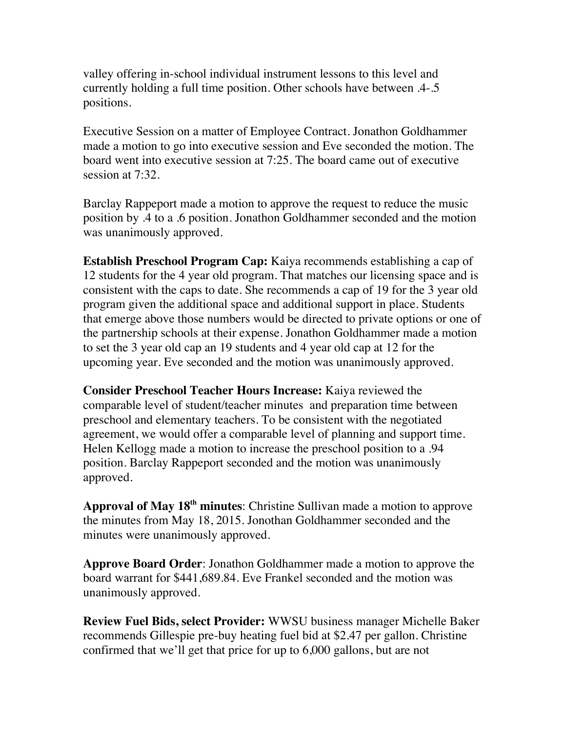valley offering in-school individual instrument lessons to this level and currently holding a full time position. Other schools have between .4-.5 positions.

Executive Session on a matter of Employee Contract. Jonathon Goldhammer made a motion to go into executive session and Eve seconded the motion. The board went into executive session at 7:25. The board came out of executive session at 7:32.

Barclay Rappeport made a motion to approve the request to reduce the music position by .4 to a .6 position. Jonathon Goldhammer seconded and the motion was unanimously approved.

**Establish Preschool Program Cap:** Kaiya recommends establishing a cap of 12 students for the 4 year old program. That matches our licensing space and is consistent with the caps to date. She recommends a cap of 19 for the 3 year old program given the additional space and additional support in place. Students that emerge above those numbers would be directed to private options or one of the partnership schools at their expense. Jonathon Goldhammer made a motion to set the 3 year old cap an 19 students and 4 year old cap at 12 for the upcoming year. Eve seconded and the motion was unanimously approved.

**Consider Preschool Teacher Hours Increase:** Kaiya reviewed the comparable level of student/teacher minutes and preparation time between preschool and elementary teachers. To be consistent with the negotiated agreement, we would offer a comparable level of planning and support time. Helen Kellogg made a motion to increase the preschool position to a .94 position. Barclay Rappeport seconded and the motion was unanimously approved.

**Approval of May 18th minutes**: Christine Sullivan made a motion to approve the minutes from May 18, 2015. Jonothan Goldhammer seconded and the minutes were unanimously approved.

**Approve Board Order**: Jonathon Goldhammer made a motion to approve the board warrant for $441,689.84. Eve Frankel seconded and the motion was unanimously approved.

**Review Fuel Bids, select Provider:** WWSU business manager Michelle Baker recommends Gillespie pre-buy heating fuel bid at $2.47 per gallon. Christine confirmed that we'll get that price for up to 6,000 gallons, but are not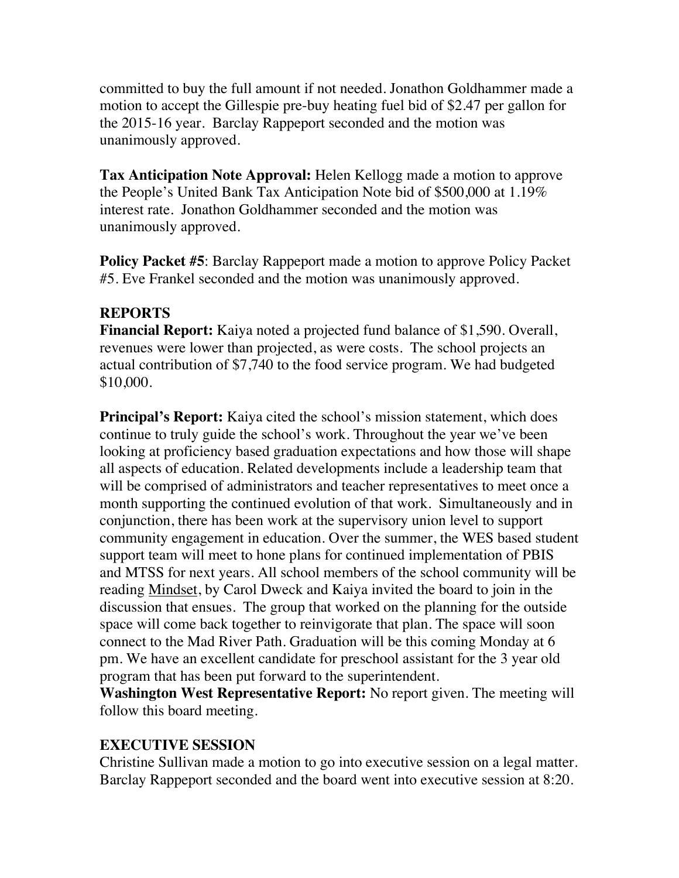committed to buy the full amount if not needed. Jonathon Goldhammer made a motion to accept the Gillespie pre-buy heating fuel bid of $2.47 per gallon for the 2015-16 year. Barclay Rappeport seconded and the motion was unanimously approved.

**Tax Anticipation Note Approval:** Helen Kellogg made a motion to approve the People's United Bank Tax Anticipation Note bid of $500,000 at 1.19% interest rate. Jonathon Goldhammer seconded and the motion was unanimously approved.

**Policy Packet #5**: Barclay Rappeport made a motion to approve Policy Packet #5. Eve Frankel seconded and the motion was unanimously approved.

## REPORTS

**Financial Report:** Kaiya noted a projected fund balance of $1,590. Overall, revenues were lower than projected, as were costs. The school projects an actual contribution of $7,740 to the food service program. We had budgeted $10,000.

**Principal's Report:** Kaiya cited the school's mission statement, which does continue to truly guide the school's work. Throughout the year we've been looking at proficiency based graduation expectations and how those will shape all aspects of education. Related developments include a leadership team that will be comprised of administrators and teacher representatives to meet once a month supporting the continued evolution of that work. Simultaneously and in conjunction, there has been work at the supervisory union level to support community engagement in education. Over the summer, the WES based student support team will meet to hone plans for continued implementation of PBIS and MTSS for next years. All school members of the school community will be reading Mindset, by Carol Dweck and Kaiya invited the board to join in the discussion that ensues. The group that worked on the planning for the outside space will come back together to reinvigorate that plan. The space will soon connect to the Mad River Path. Graduation will be this coming Monday at 6 pm. We have an excellent candidate for preschool assistant for the 3 year old program that has been put forward to the superintendent.

**Washington West Representative Report:** No report given. The meeting will follow this board meeting.

## EXECUTIVE SESSION

Christine Sullivan made a motion to go into executive session on a legal matter. Barclay Rappeport seconded and the board went into executive session at 8:20.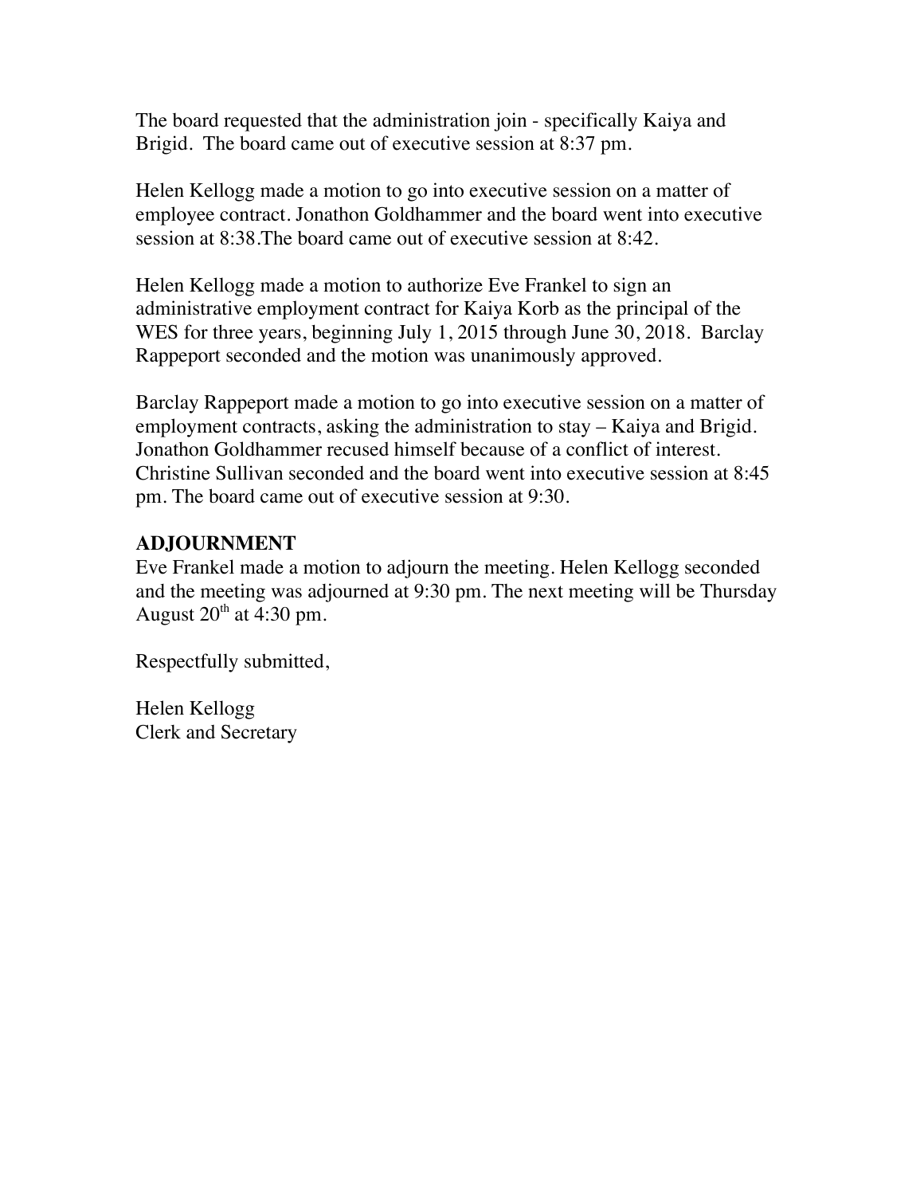The board requested that the administration join - specifically Kaiya and Brigid. The board came out of executive session at 8:37 pm.

Helen Kellogg made a motion to go into executive session on a matter of employee contract. Jonathon Goldhammer and the board went into executive session at 8:38.The board came out of executive session at 8:42.

Helen Kellogg made a motion to authorize Eve Frankel to sign an administrative employment contract for Kaiya Korb as the principal of the WES for three years, beginning July 1, 2015 through June 30, 2018. Barclay Rappeport seconded and the motion was unanimously approved.

Barclay Rappeport made a motion to go into executive session on a matter of employment contracts, asking the administration to stay – Kaiya and Brigid. Jonathon Goldhammer recused himself because of a conflict of interest. Christine Sullivan seconded and the board went into executive session at 8:45 pm. The board came out of executive session at 9:30.

**ADJOURNMENT**

Eve Frankel made a motion to adjourn the meeting. Helen Kellogg seconded and the meeting was adjourned at 9:30 pm. The next meeting will be Thursday August 20th at 4:30 pm.

Respectfully submitted,

Helen Kellogg
Clerk and Secretary